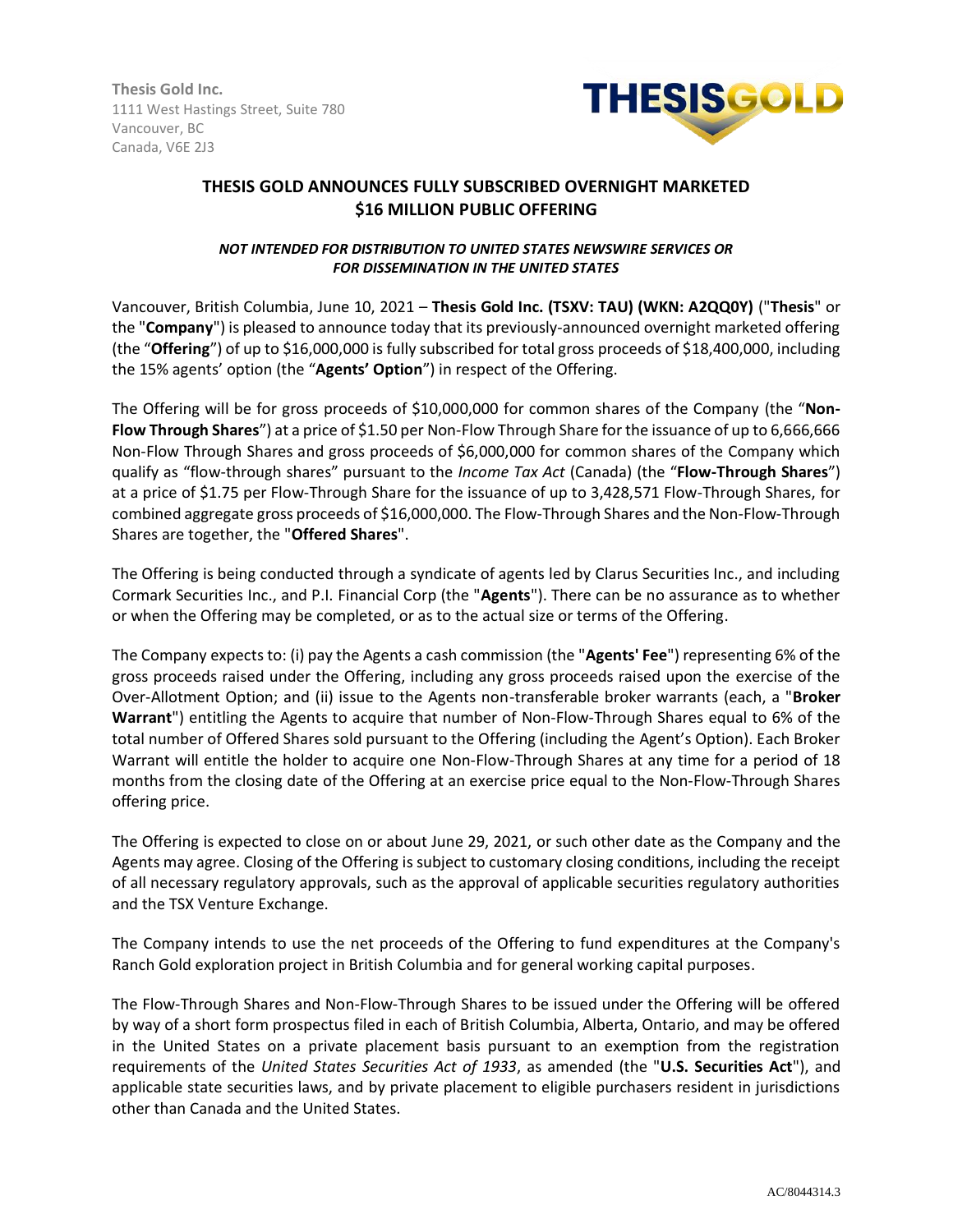Thesis Gold Inc.
1111 West Hastings Street, Suite 780
Vancouver, BC
Canada, V6E 2J3

THESISGOLD

# THESIS GOLD ANNOUNCES FULLY SUBSCRIBED OVERNIGHT MARKETED $16 MILLION PUBLIC OFFERING

***NOT INTENDED FOR DISTRIBUTION TO UNITED STATES NEWSWIRE SERVICES OR FOR DISSEMINATION IN THE UNITED STATES***

Vancouver, British Columbia, June 10, 2021 – **Thesis Gold Inc. (TSXV: TAU) (WKN: A2QQ0Y)** ("**Thesis**" or the "**Company**") is pleased to announce today that its previously-announced overnight marketed offering (the "**Offering**") of up to $16,000,000 is fully subscribed for total gross proceeds of $18,400,000, including the 15% agents' option (the "**Agents' Option**") in respect of the Offering.

The Offering will be for gross proceeds of $10,000,000 for common shares of the Company (the "**Non-Flow Through Shares**") at a price of $1.50 per Non-Flow Through Share for the issuance of up to 6,666,666 Non-Flow Through Shares and gross proceeds of $6,000,000 for common shares of the Company which qualify as "flow-through shares" pursuant to the *Income Tax Act* (Canada) (the "**Flow-Through Shares**") at a price of $1.75 per Flow-Through Share for the issuance of up to 3,428,571 Flow-Through Shares, for combined aggregate gross proceeds of $16,000,000. The Flow-Through Shares and the Non-Flow-Through Shares are together, the "**Offered Shares**".

The Offering is being conducted through a syndicate of agents led by Clarus Securities Inc., and including Cormark Securities Inc., and P.I. Financial Corp (the "**Agents**"). There can be no assurance as to whether or when the Offering may be completed, or as to the actual size or terms of the Offering.

The Company expects to: (i) pay the Agents a cash commission (the "**Agents' Fee**") representing 6% of the gross proceeds raised under the Offering, including any gross proceeds raised upon the exercise of the Over-Allotment Option; and (ii) issue to the Agents non-transferable broker warrants (each, a "**Broker Warrant**") entitling the Agents to acquire that number of Non-Flow-Through Shares equal to 6% of the total number of Offered Shares sold pursuant to the Offering (including the Agent's Option). Each Broker Warrant will entitle the holder to acquire one Non-Flow-Through Shares at any time for a period of 18 months from the closing date of the Offering at an exercise price equal to the Non-Flow-Through Shares offering price.

The Offering is expected to close on or about June 29, 2021, or such other date as the Company and the Agents may agree. Closing of the Offering is subject to customary closing conditions, including the receipt of all necessary regulatory approvals, such as the approval of applicable securities regulatory authorities and the TSX Venture Exchange.

The Company intends to use the net proceeds of the Offering to fund expenditures at the Company's Ranch Gold exploration project in British Columbia and for general working capital purposes.

The Flow-Through Shares and Non-Flow-Through Shares to be issued under the Offering will be offered by way of a short form prospectus filed in each of British Columbia, Alberta, Ontario, and may be offered in the United States on a private placement basis pursuant to an exemption from the registration requirements of the *United States Securities Act of 1933*, as amended (the "**U.S. Securities Act**"), and applicable state securities laws, and by private placement to eligible purchasers resident in jurisdictions other than Canada and the United States.

AC/8044314.3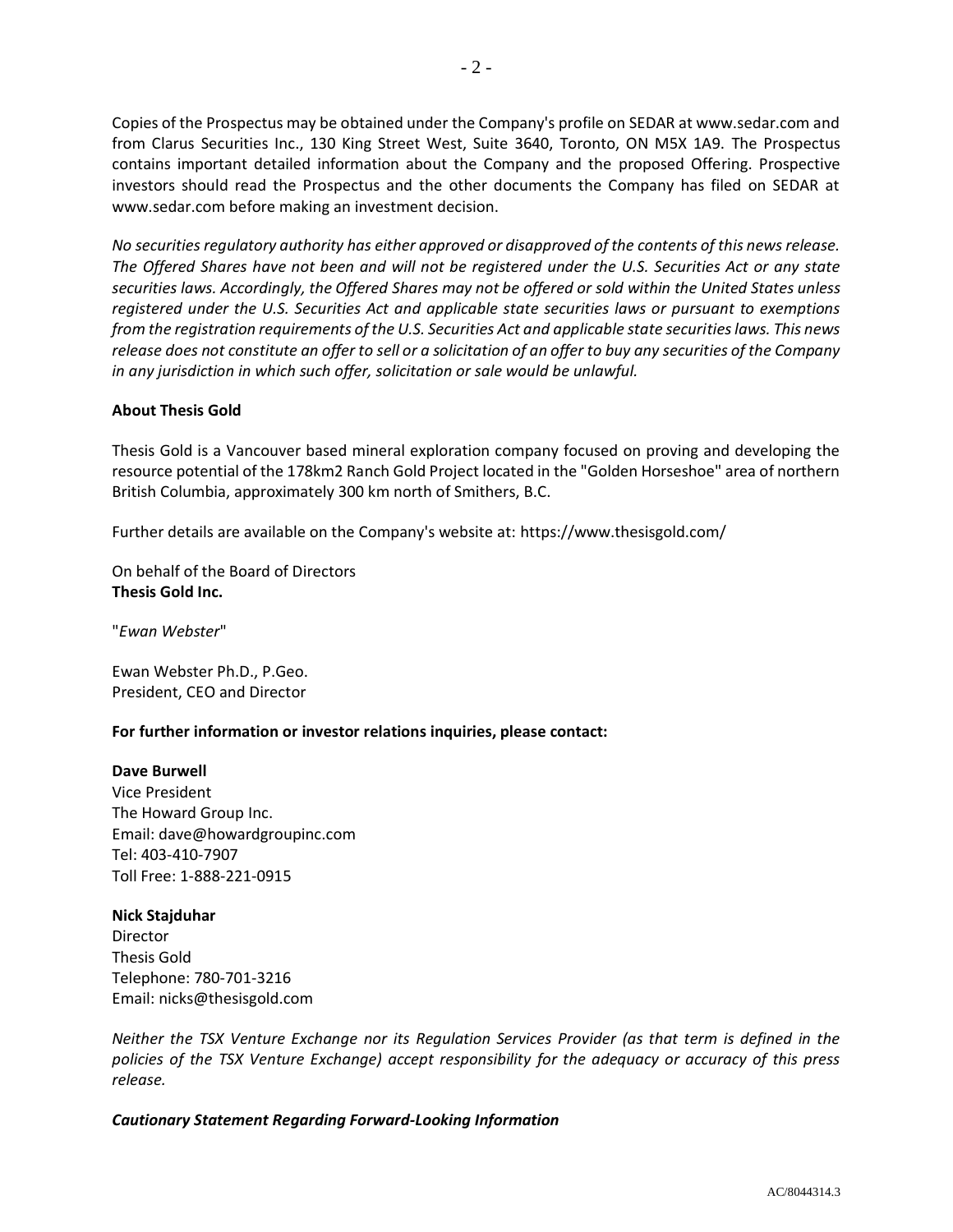Copies of the Prospectus may be obtained under the Company's profile on SEDAR at www.sedar.com and from Clarus Securities Inc., 130 King Street West, Suite 3640, Toronto, ON M5X 1A9. The Prospectus contains important detailed information about the Company and the proposed Offering. Prospective investors should read the Prospectus and the other documents the Company has filed on SEDAR at www.sedar.com before making an investment decision.

*No securities regulatory authority has either approved or disapproved of the contents of this news release. The Offered Shares have not been and will not be registered under the U.S. Securities Act or any state securities laws. Accordingly, the Offered Shares may not be offered or sold within the United States unless registered under the U.S. Securities Act and applicable state securities laws or pursuant to exemptions from the registration requirements of the U.S. Securities Act and applicable state securities laws. This news release does not constitute an offer to sell or a solicitation of an offer to buy any securities of the Company in any jurisdiction in which such offer, solicitation or sale would be unlawful.*

**About Thesis Gold**

Thesis Gold is a Vancouver based mineral exploration company focused on proving and developing the resource potential of the 178km2 Ranch Gold Project located in the "Golden Horseshoe" area of northern British Columbia, approximately 300 km north of Smithers, B.C.

Further details are available on the Company's website at: https://www.thesisgold.com/

On behalf of the Board of Directors
**Thesis Gold Inc.**

"*Ewan Webster*"

Ewan Webster Ph.D., P.Geo.
President, CEO and Director

**For further information or investor relations inquiries, please contact:**

**Dave Burwell**
Vice President
The Howard Group Inc.
Email: dave@howardgroupinc.com
Tel: 403-410-7907
Toll Free: 1-888-221-0915

**Nick Stajduhar**
Director
Thesis Gold
Telephone: 780-701-3216
Email: nicks@thesisgold.com

*Neither the TSX Venture Exchange nor its Regulation Services Provider (as that term is defined in the policies of the TSX Venture Exchange) accept responsibility for the adequacy or accuracy of this press release.*

***Cautionary Statement Regarding Forward-Looking Information***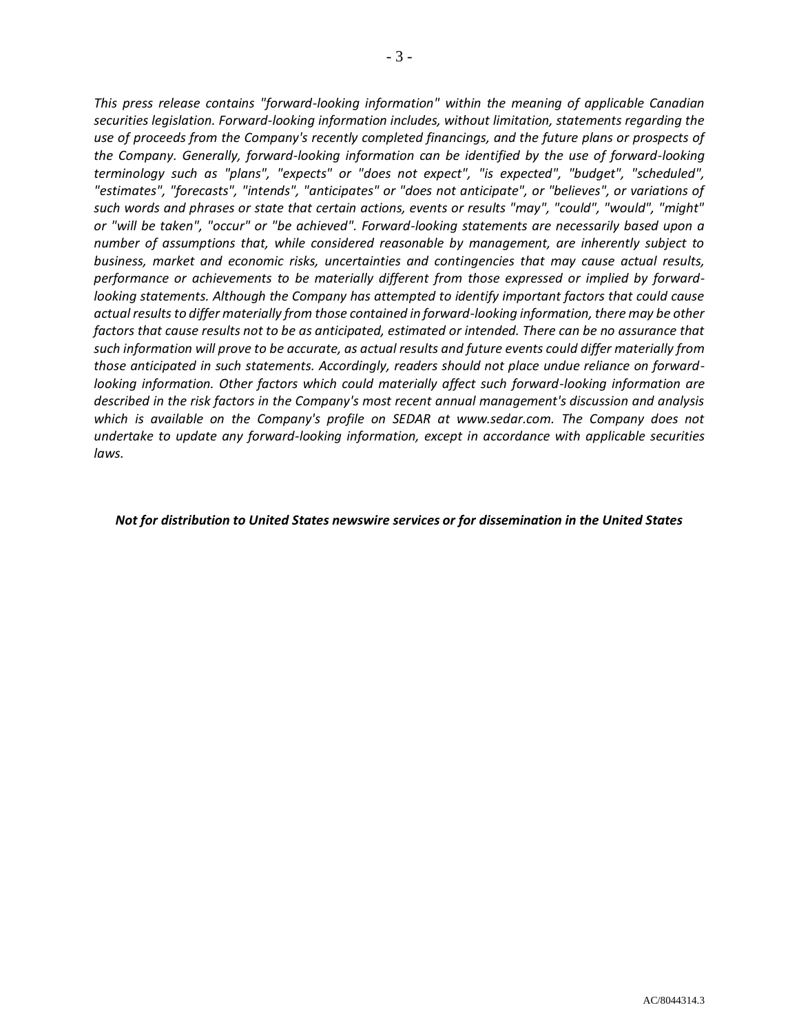*This press release contains "forward-looking information" within the meaning of applicable Canadian securities legislation. Forward-looking information includes, without limitation, statements regarding the use of proceeds from the Company's recently completed financings, and the future plans or prospects of the Company. Generally, forward-looking information can be identified by the use of forward-looking terminology such as "plans", "expects" or "does not expect", "is expected", "budget", "scheduled", "estimates", "forecasts", "intends", "anticipates" or "does not anticipate", or "believes", or variations of such words and phrases or state that certain actions, events or results "may", "could", "would", "might" or "will be taken", "occur" or "be achieved". Forward-looking statements are necessarily based upon a number of assumptions that, while considered reasonable by management, are inherently subject to business, market and economic risks, uncertainties and contingencies that may cause actual results, performance or achievements to be materially different from those expressed or implied by forward-looking statements. Although the Company has attempted to identify important factors that could cause actual results to differ materially from those contained in forward-looking information, there may be other factors that cause results not to be as anticipated, estimated or intended. There can be no assurance that such information will prove to be accurate, as actual results and future events could differ materially from those anticipated in such statements. Accordingly, readers should not place undue reliance on forward-looking information. Other factors which could materially affect such forward-looking information are described in the risk factors in the Company's most recent annual management's discussion and analysis which is available on the Company's profile on SEDAR at www.sedar.com. The Company does not undertake to update any forward-looking information, except in accordance with applicable securities laws.*

***Not for distribution to United States newswire services or for dissemination in the United States***

AC/8044314.3